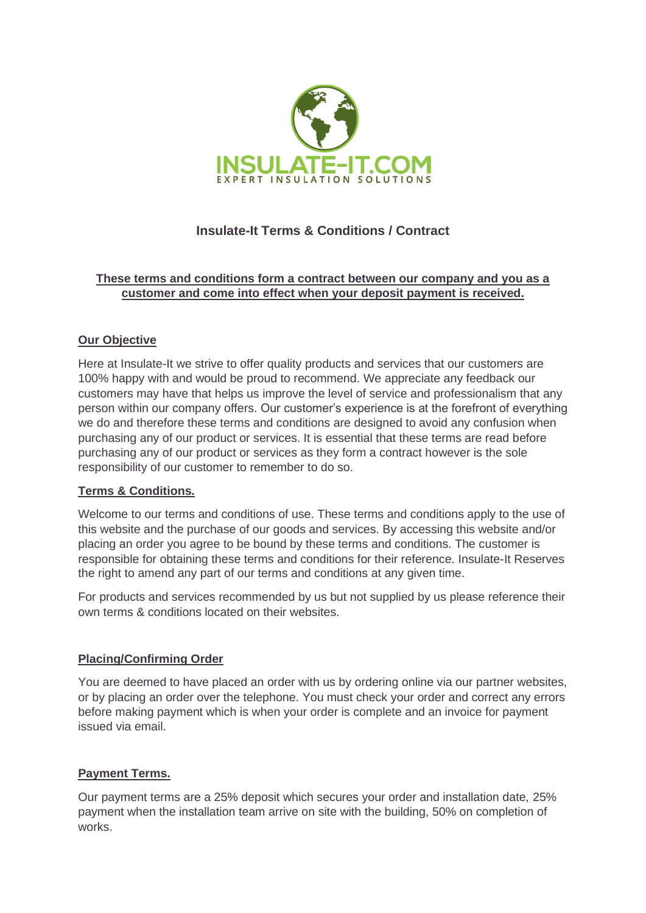INSULATE-IT.COM

EXPERT INSULATION SOLUTIONS

# Insulate-It Terms & Conditions / Contract

**These terms and conditions form a contract between our company and you as a customer and come into effect when your deposit payment is received.**

## Our Objective

Here at Insulate-It we strive to offer quality products and services that our customers are 100% happy with and would be proud to recommend. We appreciate any feedback our customers may have that helps us improve the level of service and professionalism that any person within our company offers. Our customer's experience is at the forefront of everything we do and therefore these terms and conditions are designed to avoid any confusion when purchasing any of our product or services. It is essential that these terms are read before purchasing any of our product or services as they form a contract however is the sole responsibility of our customer to remember to do so.

## Terms & Conditions.

Welcome to our terms and conditions of use. These terms and conditions apply to the use of this website and the purchase of our goods and services. By accessing this website and/or placing an order you agree to be bound by these terms and conditions. The customer is responsible for obtaining these terms and conditions for their reference. Insulate-It Reserves the right to amend any part of our terms and conditions at any given time.

For products and services recommended by us but not supplied by us please reference their own terms & conditions located on their websites.

## Placing/Confirming Order

You are deemed to have placed an order with us by ordering online via our partner websites, or by placing an order over the telephone. You must check your order and correct any errors before making payment which is when your order is complete and an invoice for payment issued via email.

## Payment Terms.

Our payment terms are a 25% deposit which secures your order and installation date, 25% payment when the installation team arrive on site with the building, 50% on completion of works.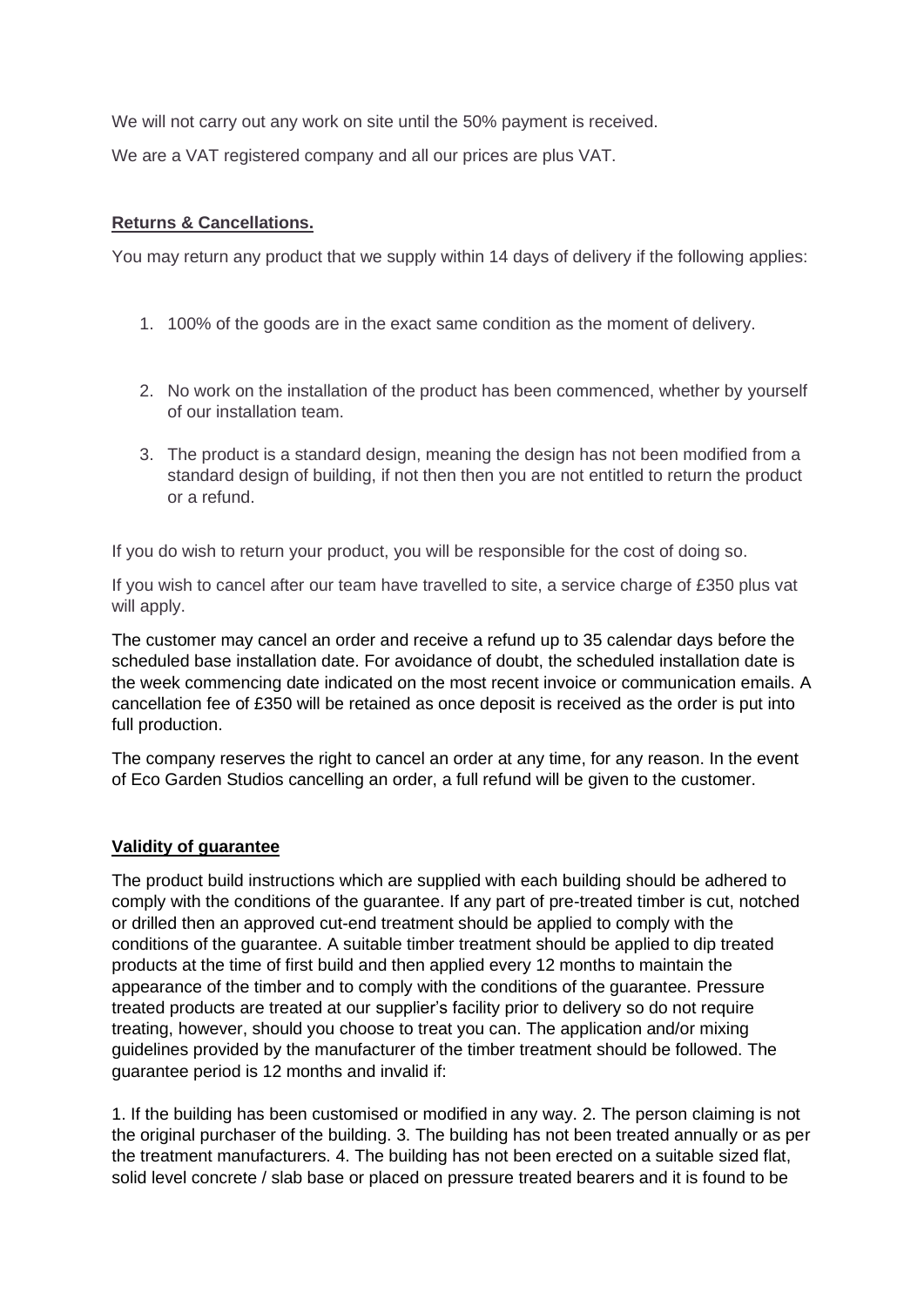We will not carry out any work on site until the 50% payment is received.

We are a VAT registered company and all our prices are plus VAT.

**Returns & Cancellations.**

You may return any product that we supply within 14 days of delivery if the following applies:

1. 100% of the goods are in the exact same condition as the moment of delivery.

2. No work on the installation of the product has been commenced, whether by yourself of our installation team.

3. The product is a standard design, meaning the design has not been modified from a standard design of building, if not then then you are not entitled to return the product or a refund.

If you do wish to return your product, you will be responsible for the cost of doing so.

If you wish to cancel after our team have travelled to site, a service charge of £350 plus vat will apply.

The customer may cancel an order and receive a refund up to 35 calendar days before the scheduled base installation date. For avoidance of doubt, the scheduled installation date is the week commencing date indicated on the most recent invoice or communication emails. A cancellation fee of £350 will be retained as once deposit is received as the order is put into full production.

The company reserves the right to cancel an order at any time, for any reason. In the event of Eco Garden Studios cancelling an order, a full refund will be given to the customer.

**Validity of guarantee**

The product build instructions which are supplied with each building should be adhered to comply with the conditions of the guarantee. If any part of pre-treated timber is cut, notched or drilled then an approved cut-end treatment should be applied to comply with the conditions of the guarantee. A suitable timber treatment should be applied to dip treated products at the time of first build and then applied every 12 months to maintain the appearance of the timber and to comply with the conditions of the guarantee. Pressure treated products are treated at our supplier's facility prior to delivery so do not require treating, however, should you choose to treat you can. The application and/or mixing guidelines provided by the manufacturer of the timber treatment should be followed. The guarantee period is 12 months and invalid if:

1. If the building has been customised or modified in any way. 2. The person claiming is not the original purchaser of the building. 3. The building has not been treated annually or as per the treatment manufacturers. 4. The building has not been erected on a suitable sized flat, solid level concrete / slab base or placed on pressure treated bearers and it is found to be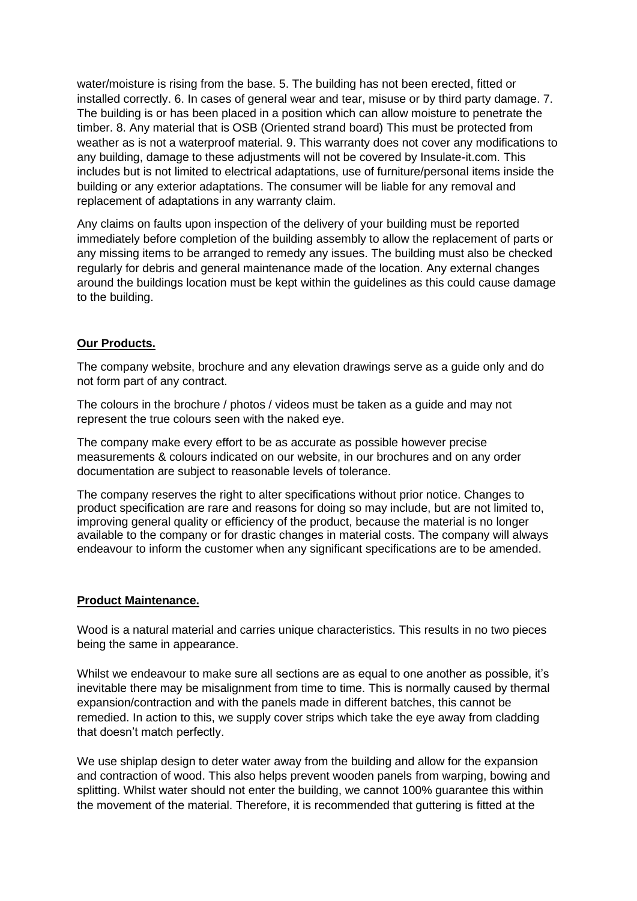water/moisture is rising from the base. 5. The building has not been erected, fitted or installed correctly. 6. In cases of general wear and tear, misuse or by third party damage. 7. The building is or has been placed in a position which can allow moisture to penetrate the timber. 8. Any material that is OSB (Oriented strand board) This must be protected from weather as is not a waterproof material. 9. This warranty does not cover any modifications to any building, damage to these adjustments will not be covered by Insulate-it.com. This includes but is not limited to electrical adaptations, use of furniture/personal items inside the building or any exterior adaptations. The consumer will be liable for any removal and replacement of adaptations in any warranty claim.

Any claims on faults upon inspection of the delivery of your building must be reported immediately before completion of the building assembly to allow the replacement of parts or any missing items to be arranged to remedy any issues. The building must also be checked regularly for debris and general maintenance made of the location. Any external changes around the buildings location must be kept within the guidelines as this could cause damage to the building.

**Our Products.**

The company website, brochure and any elevation drawings serve as a guide only and do not form part of any contract.

The colours in the brochure / photos / videos must be taken as a guide and may not represent the true colours seen with the naked eye.

The company make every effort to be as accurate as possible however precise measurements & colours indicated on our website, in our brochures and on any order documentation are subject to reasonable levels of tolerance.

The company reserves the right to alter specifications without prior notice. Changes to product specification are rare and reasons for doing so may include, but are not limited to, improving general quality or efficiency of the product, because the material is no longer available to the company or for drastic changes in material costs. The company will always endeavour to inform the customer when any significant specifications are to be amended.

**Product Maintenance.**

Wood is a natural material and carries unique characteristics. This results in no two pieces being the same in appearance.

Whilst we endeavour to make sure all sections are as equal to one another as possible, it's inevitable there may be misalignment from time to time. This is normally caused by thermal expansion/contraction and with the panels made in different batches, this cannot be remedied. In action to this, we supply cover strips which take the eye away from cladding that doesn't match perfectly.

We use shiplap design to deter water away from the building and allow for the expansion and contraction of wood. This also helps prevent wooden panels from warping, bowing and splitting. Whilst water should not enter the building, we cannot 100% guarantee this within the movement of the material. Therefore, it is recommended that guttering is fitted at the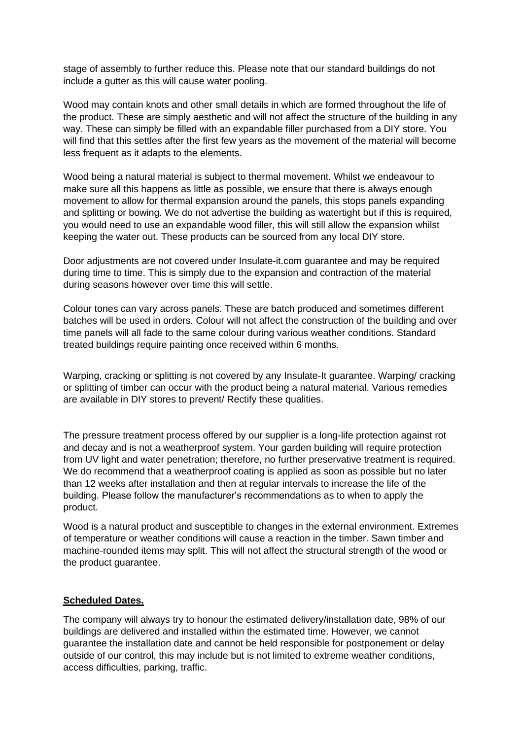stage of assembly to further reduce this. Please note that our standard buildings do not include a gutter as this will cause water pooling.

Wood may contain knots and other small details in which are formed throughout the life of the product. These are simply aesthetic and will not affect the structure of the building in any way. These can simply be filled with an expandable filler purchased from a DIY store. You will find that this settles after the first few years as the movement of the material will become less frequent as it adapts to the elements.

Wood being a natural material is subject to thermal movement. Whilst we endeavour to make sure all this happens as little as possible, we ensure that there is always enough movement to allow for thermal expansion around the panels, this stops panels expanding and splitting or bowing. We do not advertise the building as watertight but if this is required, you would need to use an expandable wood filler, this will still allow the expansion whilst keeping the water out. These products can be sourced from any local DIY store.

Door adjustments are not covered under Insulate-it.com guarantee and may be required during time to time. This is simply due to the expansion and contraction of the material during seasons however over time this will settle.

Colour tones can vary across panels. These are batch produced and sometimes different batches will be used in orders. Colour will not affect the construction of the building and over time panels will all fade to the same colour during various weather conditions. Standard treated buildings require painting once received within 6 months.

Warping, cracking or splitting is not covered by any Insulate-It guarantee. Warping/ cracking or splitting of timber can occur with the product being a natural material. Various remedies are available in DIY stores to prevent/ Rectify these qualities.

The pressure treatment process offered by our supplier is a long-life protection against rot and decay and is not a weatherproof system. Your garden building will require protection from UV light and water penetration; therefore, no further preservative treatment is required. We do recommend that a weatherproof coating is applied as soon as possible but no later than 12 weeks after installation and then at regular intervals to increase the life of the building. Please follow the manufacturer's recommendations as to when to apply the product.

Wood is a natural product and susceptible to changes in the external environment. Extremes of temperature or weather conditions will cause a reaction in the timber. Sawn timber and machine-rounded items may split. This will not affect the structural strength of the wood or the product guarantee.

**Scheduled Dates.**

The company will always try to honour the estimated delivery/installation date, 98% of our buildings are delivered and installed within the estimated time. However, we cannot guarantee the installation date and cannot be held responsible for postponement or delay outside of our control, this may include but is not limited to extreme weather conditions, access difficulties, parking, traffic.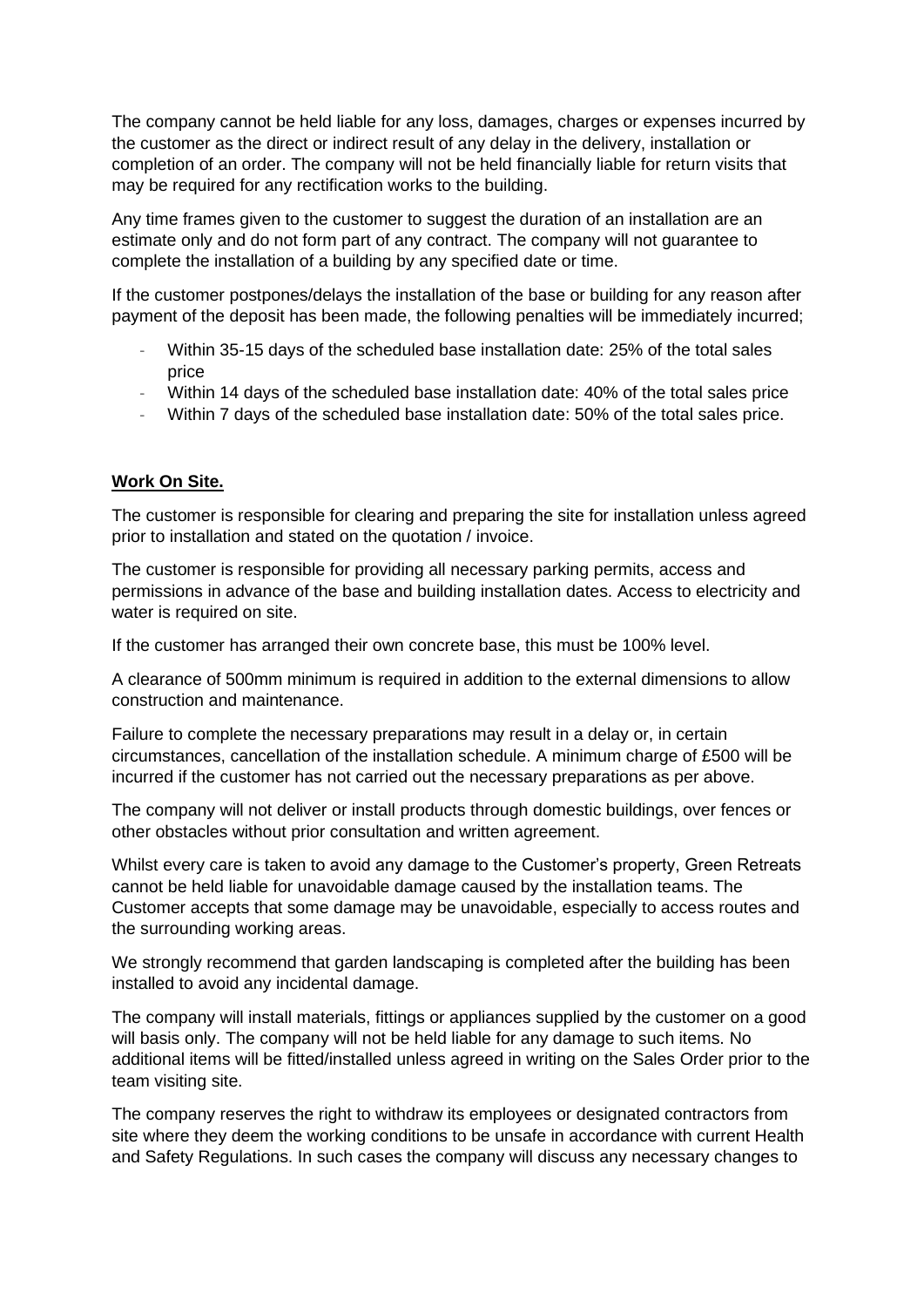The company cannot be held liable for any loss, damages, charges or expenses incurred by the customer as the direct or indirect result of any delay in the delivery, installation or completion of an order. The company will not be held financially liable for return visits that may be required for any rectification works to the building.

Any time frames given to the customer to suggest the duration of an installation are an estimate only and do not form part of any contract. The company will not guarantee to complete the installation of a building by any specified date or time.

If the customer postpones/delays the installation of the base or building for any reason after payment of the deposit has been made, the following penalties will be immediately incurred;

- Within 35-15 days of the scheduled base installation date: 25% of the total sales price
- Within 14 days of the scheduled base installation date: 40% of the total sales price
- Within 7 days of the scheduled base installation date: 50% of the total sales price.

**Work On Site.**

The customer is responsible for clearing and preparing the site for installation unless agreed prior to installation and stated on the quotation / invoice.

The customer is responsible for providing all necessary parking permits, access and permissions in advance of the base and building installation dates. Access to electricity and water is required on site.

If the customer has arranged their own concrete base, this must be 100% level.

A clearance of 500mm minimum is required in addition to the external dimensions to allow construction and maintenance.

Failure to complete the necessary preparations may result in a delay or, in certain circumstances, cancellation of the installation schedule. A minimum charge of £500 will be incurred if the customer has not carried out the necessary preparations as per above.

The company will not deliver or install products through domestic buildings, over fences or other obstacles without prior consultation and written agreement.

Whilst every care is taken to avoid any damage to the Customer's property, Green Retreats cannot be held liable for unavoidable damage caused by the installation teams. The Customer accepts that some damage may be unavoidable, especially to access routes and the surrounding working areas.

We strongly recommend that garden landscaping is completed after the building has been installed to avoid any incidental damage.

The company will install materials, fittings or appliances supplied by the customer on a good will basis only. The company will not be held liable for any damage to such items. No additional items will be fitted/installed unless agreed in writing on the Sales Order prior to the team visiting site.

The company reserves the right to withdraw its employees or designated contractors from site where they deem the working conditions to be unsafe in accordance with current Health and Safety Regulations. In such cases the company will discuss any necessary changes to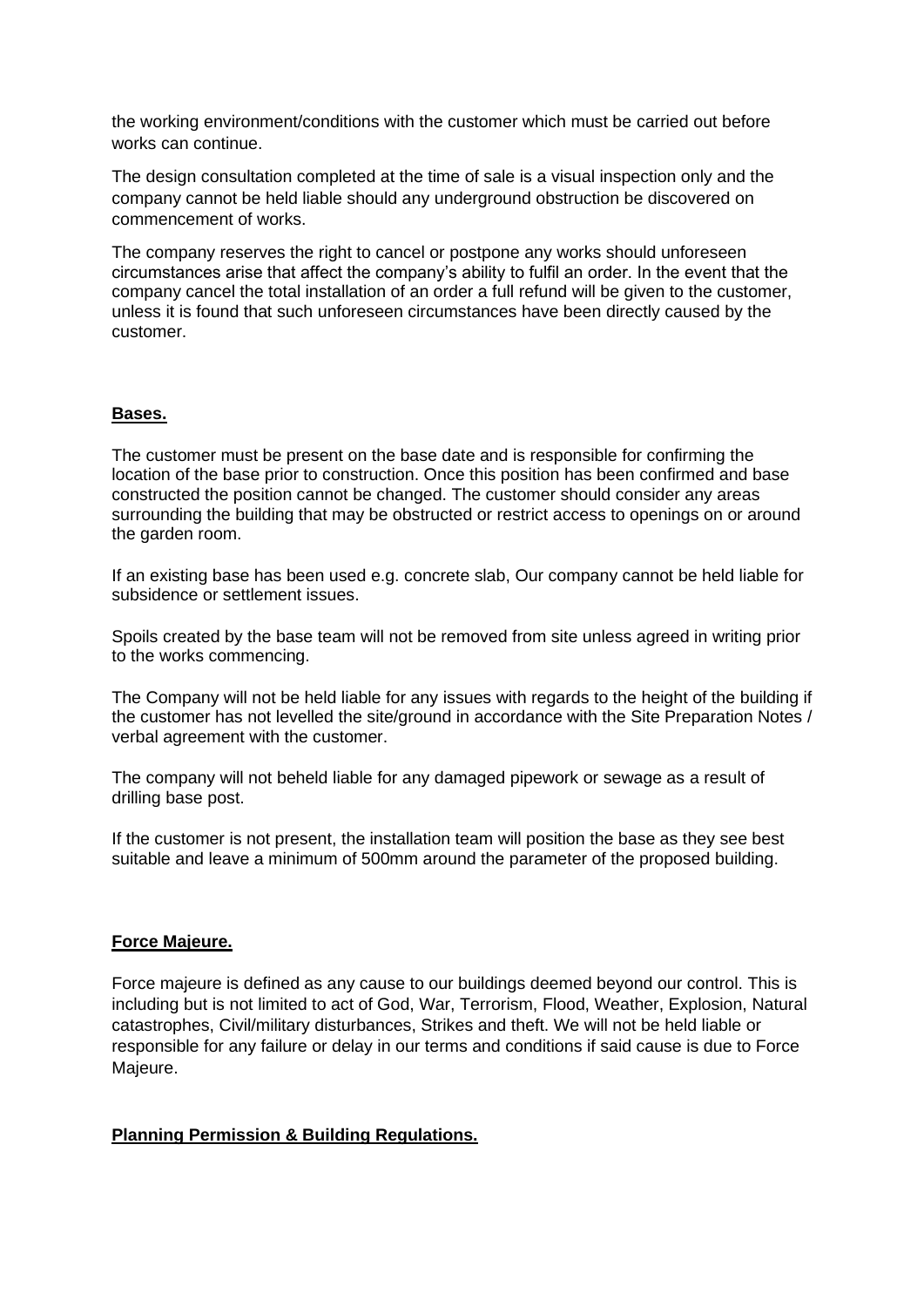the working environment/conditions with the customer which must be carried out before works can continue.

The design consultation completed at the time of sale is a visual inspection only and the company cannot be held liable should any underground obstruction be discovered on commencement of works.

The company reserves the right to cancel or postpone any works should unforeseen circumstances arise that affect the company's ability to fulfil an order. In the event that the company cancel the total installation of an order a full refund will be given to the customer, unless it is found that such unforeseen circumstances have been directly caused by the customer.

**Bases.**

The customer must be present on the base date and is responsible for confirming the location of the base prior to construction. Once this position has been confirmed and base constructed the position cannot be changed. The customer should consider any areas surrounding the building that may be obstructed or restrict access to openings on or around the garden room.

If an existing base has been used e.g. concrete slab, Our company cannot be held liable for subsidence or settlement issues.

Spoils created by the base team will not be removed from site unless agreed in writing prior to the works commencing.

The Company will not be held liable for any issues with regards to the height of the building if the customer has not levelled the site/ground in accordance with the Site Preparation Notes / verbal agreement with the customer.

The company will not beheld liable for any damaged pipework or sewage as a result of drilling base post.

If the customer is not present, the installation team will position the base as they see best suitable and leave a minimum of 500mm around the parameter of the proposed building.

**Force Majeure.**

Force majeure is defined as any cause to our buildings deemed beyond our control. This is including but is not limited to act of God, War, Terrorism, Flood, Weather, Explosion, Natural catastrophes, Civil/military disturbances, Strikes and theft. We will not be held liable or responsible for any failure or delay in our terms and conditions if said cause is due to Force Majeure.

**Planning Permission & Building Regulations.**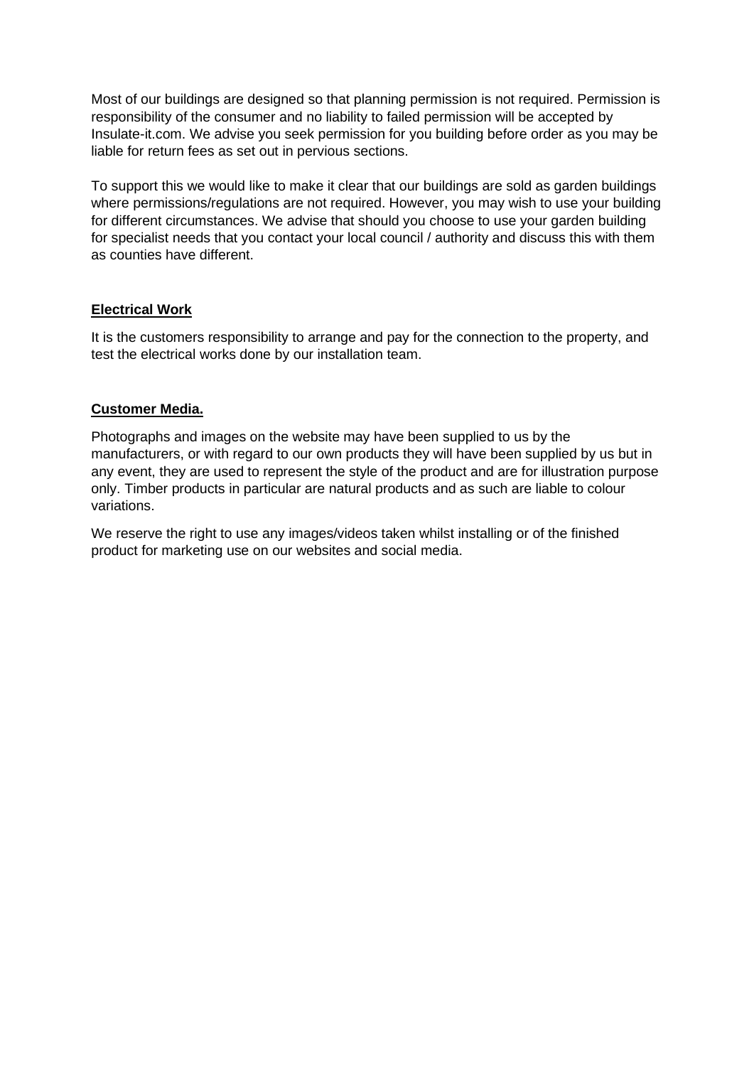Most of our buildings are designed so that planning permission is not required. Permission is responsibility of the consumer and no liability to failed permission will be accepted by Insulate-it.com. We advise you seek permission for you building before order as you may be liable for return fees as set out in pervious sections.

To support this we would like to make it clear that our buildings are sold as garden buildings where permissions/regulations are not required. However, you may wish to use your building for different circumstances. We advise that should you choose to use your garden building for specialist needs that you contact your local council / authority and discuss this with them as counties have different.

**Electrical Work**

It is the customers responsibility to arrange and pay for the connection to the property, and test the electrical works done by our installation team.

**Customer Media.**

Photographs and images on the website may have been supplied to us by the manufacturers, or with regard to our own products they will have been supplied by us but in any event, they are used to represent the style of the product and are for illustration purpose only. Timber products in particular are natural products and as such are liable to colour variations.

We reserve the right to use any images/videos taken whilst installing or of the finished product for marketing use on our websites and social media.